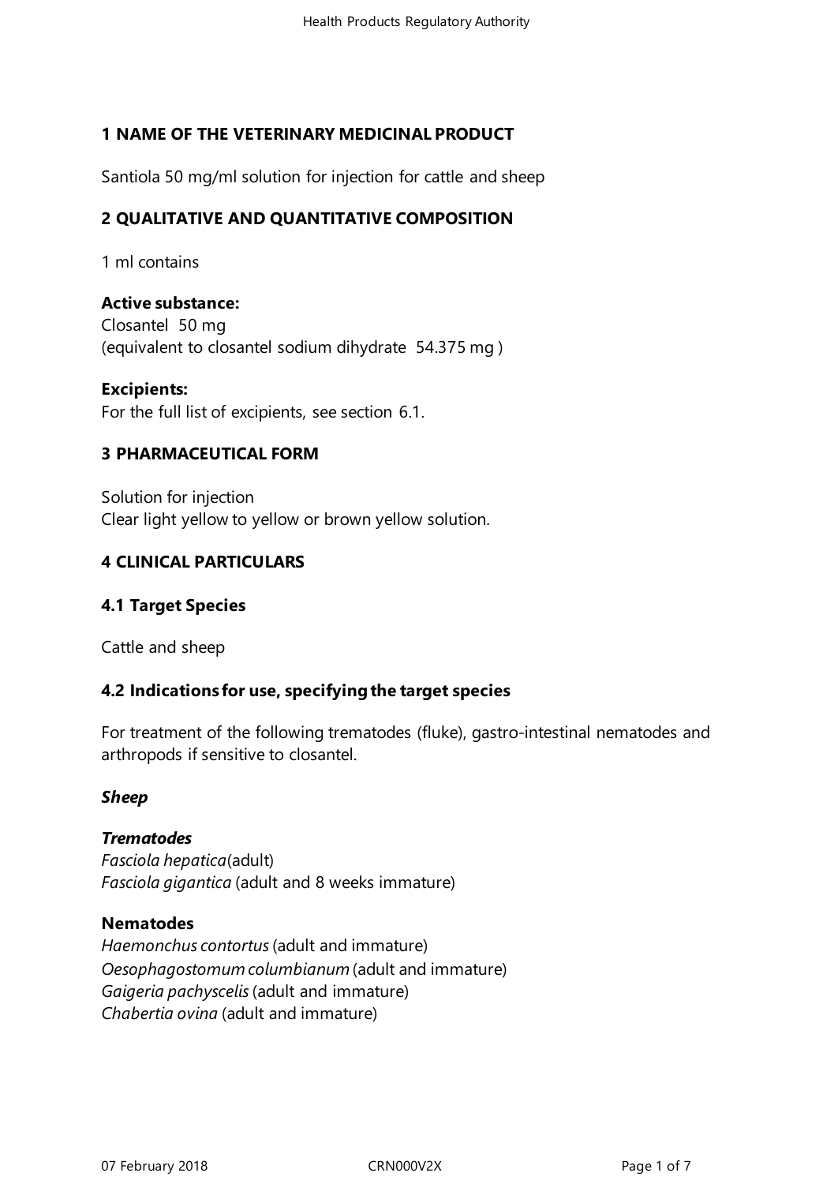## 1 NAME OF THE VETERINARY MEDICINAL PRODUCT

Santiola 50 mg/ml solution for injection for cattle and sheep

## 2 QUALITATIVE AND QUANTITATIVE COMPOSITION

1 ml contains

**Active substance:**
Closantel 50 mg
(equivalent to closantel sodium dihydrate 54.375 mg )

**Excipients:**
For the full list of excipients, see section 6.1.

## 3 PHARMACEUTICAL FORM

Solution for injection
Clear light yellow to yellow or brown yellow solution.

## 4 CLINICAL PARTICULARS

### 4.1 Target Species

Cattle and sheep

### 4.2 Indications for use, specifying the target species

For treatment of the following trematodes (fluke), gastro-intestinal nematodes and arthropods if sensitive to closantel.

***Sheep***

***Trematodes***
*Fasciola hepatica* (adult)
*Fasciola gigantica* (adult and 8 weeks immature)

**Nematodes**
*Haemonchus contortus* (adult and immature)
*Oesophagostomum columbianum* (adult and immature)
*Gaigeria pachyscelis* (adult and immature)
*Chabertia ovina* (adult and immature)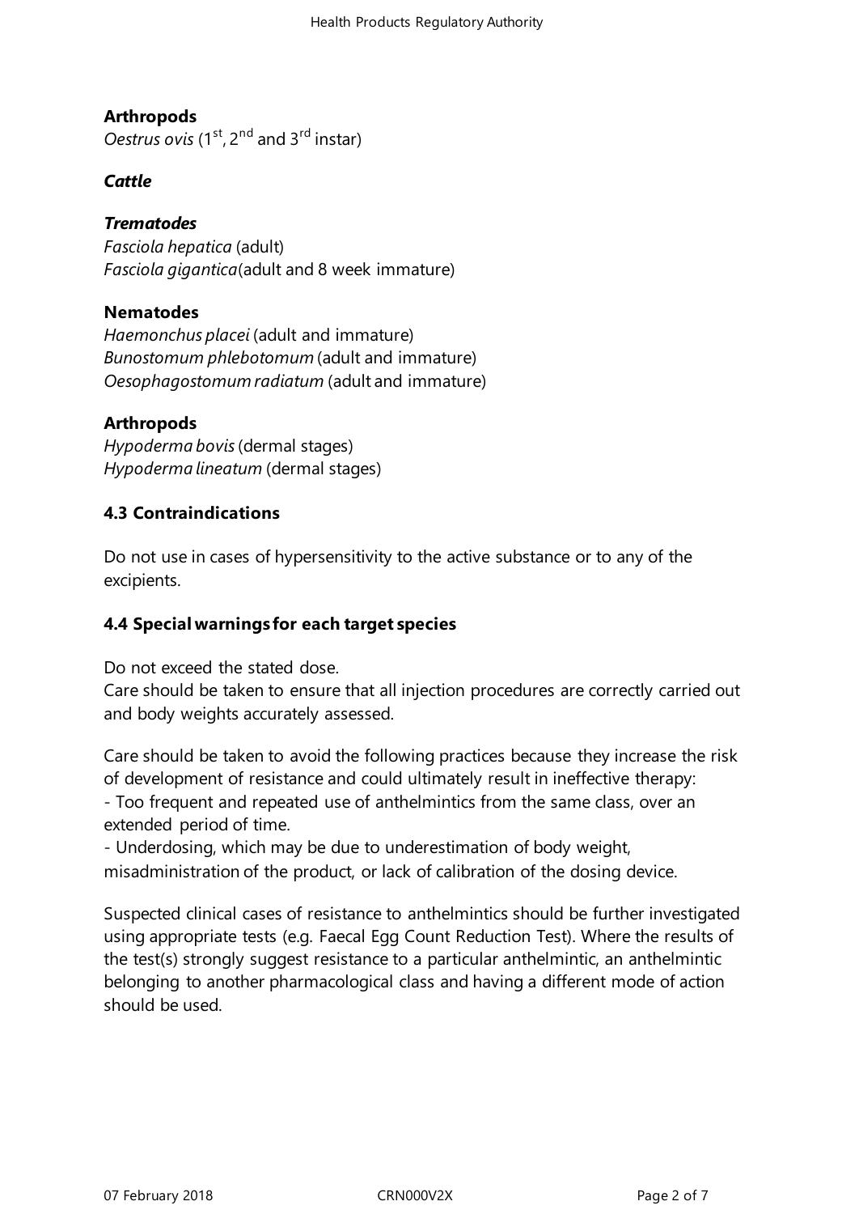**Arthropods**
*Oestrus ovis* (1st, 2nd and 3rd instar)

***Cattle***

***Trematodes***
*Fasciola hepatica* (adult)
*Fasciola gigantica*(adult and 8 week immature)

**Nematodes**
*Haemonchus placei* (adult and immature)
*Bunostomum phlebotomum* (adult and immature)
*Oesophagostomum radiatum* (adult and immature)

**Arthropods**
*Hypoderma bovis* (dermal stages)
*Hypoderma lineatum* (dermal stages)

**4.3 Contraindications**

Do not use in cases of hypersensitivity to the active substance or to any of the excipients.

**4.4 Special warnings for each target species**

Do not exceed the stated dose.
Care should be taken to ensure that all injection procedures are correctly carried out and body weights accurately assessed.

Care should be taken to avoid the following practices because they increase the risk of development of resistance and could ultimately result in ineffective therapy:
- Too frequent and repeated use of anthelmintics from the same class, over an extended period of time.
- Underdosing, which may be due to underestimation of body weight, misadministration of the product, or lack of calibration of the dosing device.

Suspected clinical cases of resistance to anthelmintics should be further investigated using appropriate tests (e.g. Faecal Egg Count Reduction Test). Where the results of the test(s) strongly suggest resistance to a particular anthelmintic, an anthelmintic belonging to another pharmacological class and having a different mode of action should be used.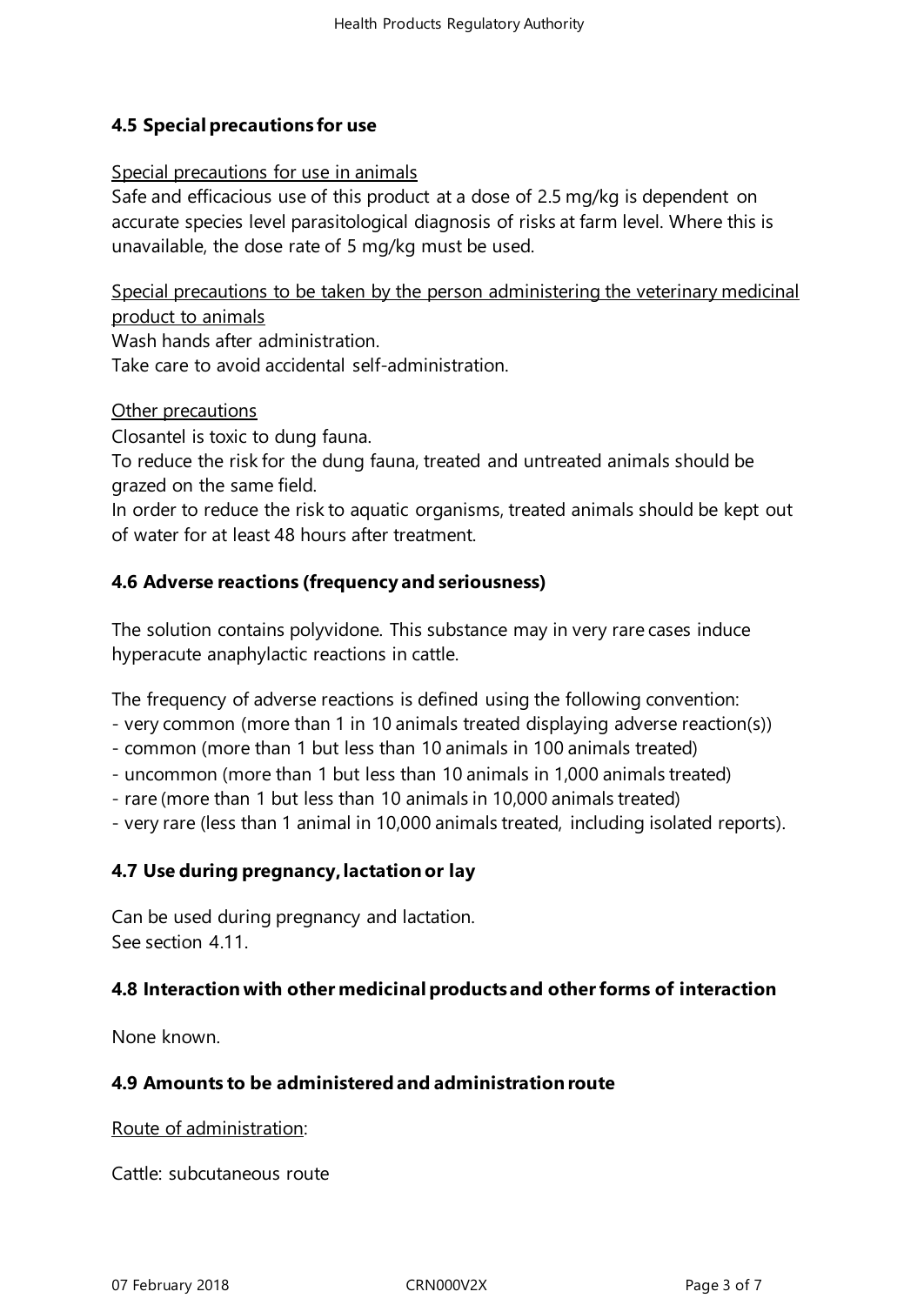## 4.5 Special precautions for use

Special precautions for use in animals

Safe and efficacious use of this product at a dose of 2.5 mg/kg is dependent on accurate species level parasitological diagnosis of risks at farm level. Where this is unavailable, the dose rate of 5 mg/kg must be used.

Special precautions to be taken by the person administering the veterinary medicinal product to animals

Wash hands after administration.
Take care to avoid accidental self-administration.

Other precautions

Closantel is toxic to dung fauna.
To reduce the risk for the dung fauna, treated and untreated animals should be grazed on the same field.
In order to reduce the risk to aquatic organisms, treated animals should be kept out of water for at least 48 hours after treatment.

## 4.6 Adverse reactions (frequency and seriousness)

The solution contains polyvidone. This substance may in very rare cases induce hyperacute anaphylactic reactions in cattle.

The frequency of adverse reactions is defined using the following convention:
- very common (more than 1 in 10 animals treated displaying adverse reaction(s))
- common (more than 1 but less than 10 animals in 100 animals treated)
- uncommon (more than 1 but less than 10 animals in 1,000 animals treated)
- rare (more than 1 but less than 10 animals in 10,000 animals treated)
- very rare (less than 1 animal in 10,000 animals treated, including isolated reports).

## 4.7 Use during pregnancy, lactation or lay

Can be used during pregnancy and lactation.
See section 4.11.

## 4.8 Interaction with other medicinal products and other forms of interaction

None known.

## 4.9 Amounts to be administered and administration route

Route of administration:

Cattle: subcutaneous route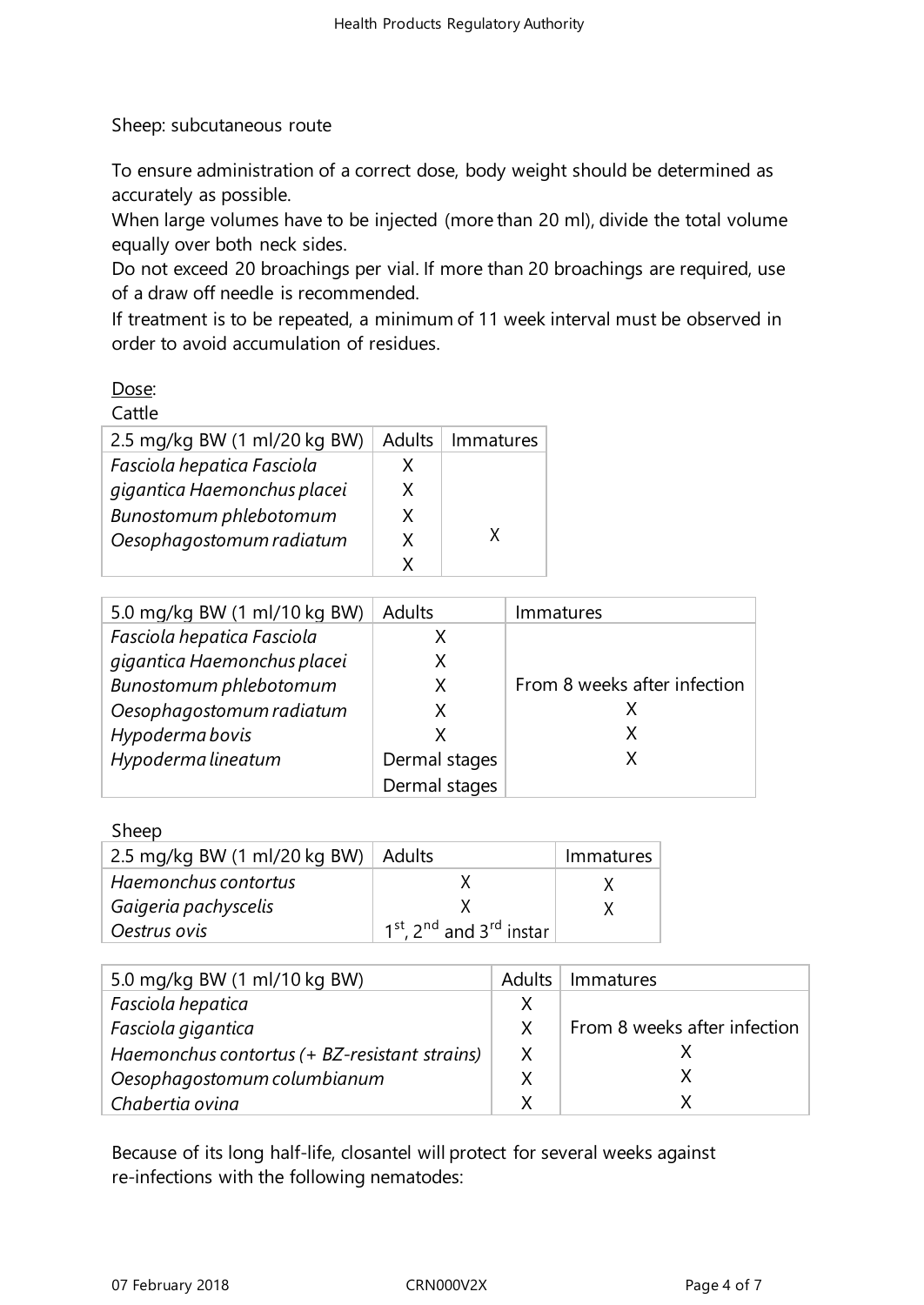Sheep: subcutaneous route

To ensure administration of a correct dose, body weight should be determined as accurately as possible.
When large volumes have to be injected (more than 20 ml), divide the total volume equally over both neck sides.
Do not exceed 20 broachings per vial. If more than 20 broachings are required, use of a draw off needle is recommended.
If treatment is to be repeated, a minimum of 11 week interval must be observed in order to avoid accumulation of residues.

Dose:
Cattle

| 2.5 mg/kg BW (1 ml/20 kg BW) | Adults | Immatures |
|---|---|---|
| *Fasciola hepatica Fasciola* | X | |
| *gigantica Haemonchus placei* | X | |
| *Bunostomum phlebotomum* | X | |
| *Oesophagostomum radiatum* | X | X |
| | X | |

| 5.0 mg/kg BW (1 ml/10 kg BW) | Adults | Immatures |
|---|---|---|
| *Fasciola hepatica Fasciola* | X | |
| *gigantica Haemonchus placei* | X | |
| *Bunostomum phlebotomum* | X | From 8 weeks after infection |
| *Oesophagostomum radiatum* | X | X |
| *Hypoderma bovis* | X | X |
| *Hypoderma lineatum* | Dermal stages | X |
| | Dermal stages | |

Sheep

| 2.5 mg/kg BW (1 ml/20 kg BW) | Adults | Immatures |
|---|---|---|
| *Haemonchus contortus* | X | X |
| *Gaigeria pachyscelis* | X | X |
| *Oestrus ovis* | 1st, 2nd and 3rd instar | |

| 5.0 mg/kg BW (1 ml/10 kg BW) | Adults | Immatures |
|---|---|---|
| *Fasciola hepatica* | X | |
| *Fasciola gigantica* | X | From 8 weeks after infection |
| *Haemonchus contortus (+ BZ-resistant strains)* | X | X |
| *Oesophagostomum columbianum* | X | X |
| *Chabertia ovina* | X | X |

Because of its long half-life, closantel will protect for several weeks against re-infections with the following nematodes: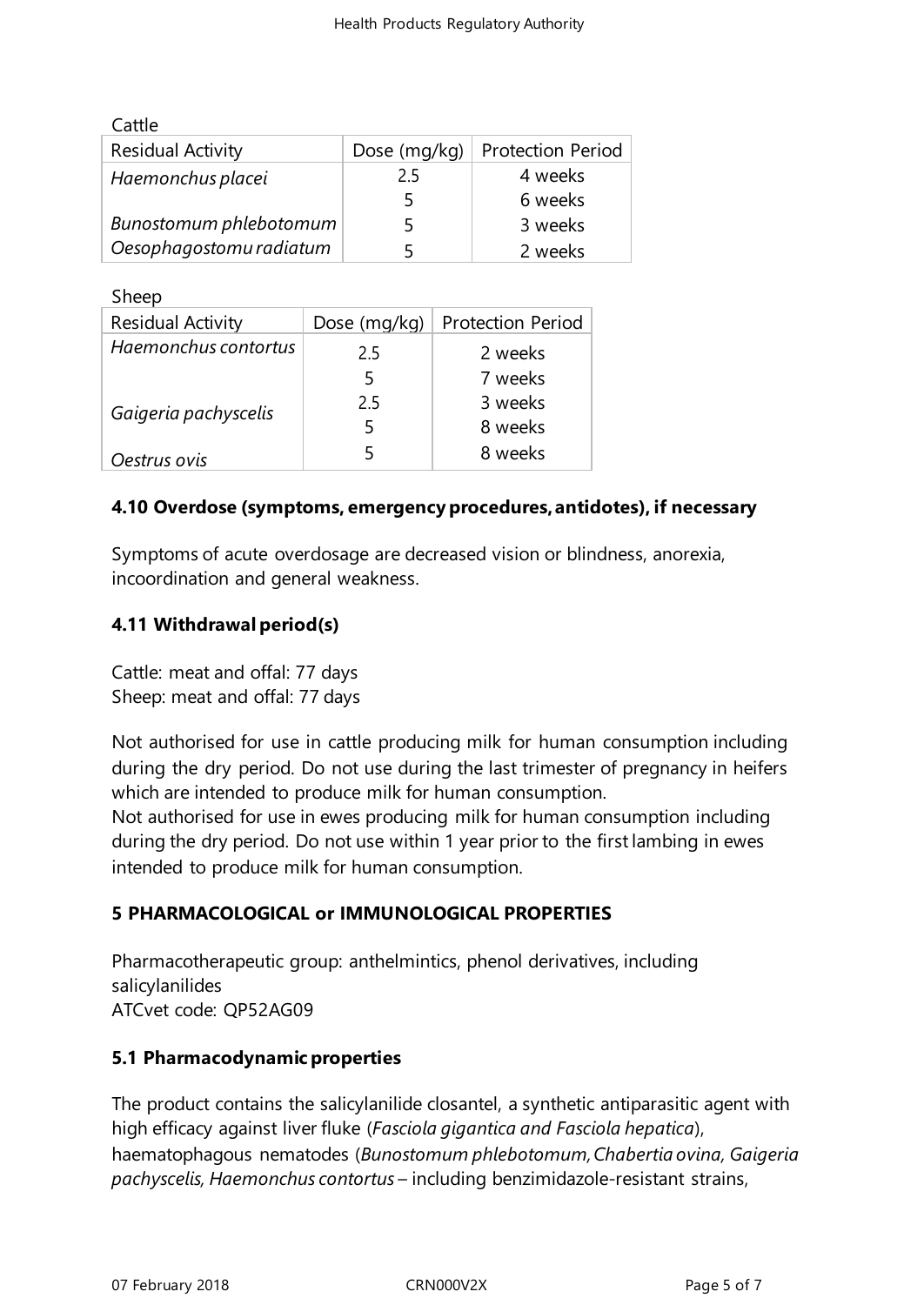Cattle

| Residual Activity | Dose (mg/kg) | Protection Period |
| --- | --- | --- |
| *Haemonchus placei* | 2.5 | 4 weeks |
| | 5 | 6 weeks |
| *Bunostomum phlebotomum* | 5 | 3 weeks |
| *Oesophagostomu radiatum* | 5 | 2 weeks |

Sheep

| Residual Activity | Dose (mg/kg) | Protection Period |
| --- | --- | --- |
| *Haemonchus contortus* | 2.5 | 2 weeks |
| | 5 | 7 weeks |
| *Gaigeria pachyscelis* | 2.5 | 3 weeks |
| | 5 | 8 weeks |
| *Oestrus ovis* | 5 | 8 weeks |

### 4.10 Overdose (symptoms, emergency procedures, antidotes), if necessary

Symptoms of acute overdosage are decreased vision or blindness, anorexia, incoordination and general weakness.

### 4.11 Withdrawal period(s)

Cattle: meat and offal: 77 days
Sheep: meat and offal: 77 days

Not authorised for use in cattle producing milk for human consumption including during the dry period. Do not use during the last trimester of pregnancy in heifers which are intended to produce milk for human consumption.
Not authorised for use in ewes producing milk for human consumption including during the dry period. Do not use within 1 year prior to the first lambing in ewes intended to produce milk for human consumption.

## 5 PHARMACOLOGICAL or IMMUNOLOGICAL PROPERTIES

Pharmacotherapeutic group: anthelmintics, phenol derivatives, including salicylanilides
ATCvet code: QP52AG09

### 5.1 Pharmacodynamic properties

The product contains the salicylanilide closantel, a synthetic antiparasitic agent with high efficacy against liver fluke (*Fasciola gigantica and Fasciola hepatica*), haematophagous nematodes (*Bunostomum phlebotomum, Chabertia ovina, Gaigeria pachyscelis, Haemonchus contortus* – including benzimidazole-resistant strains,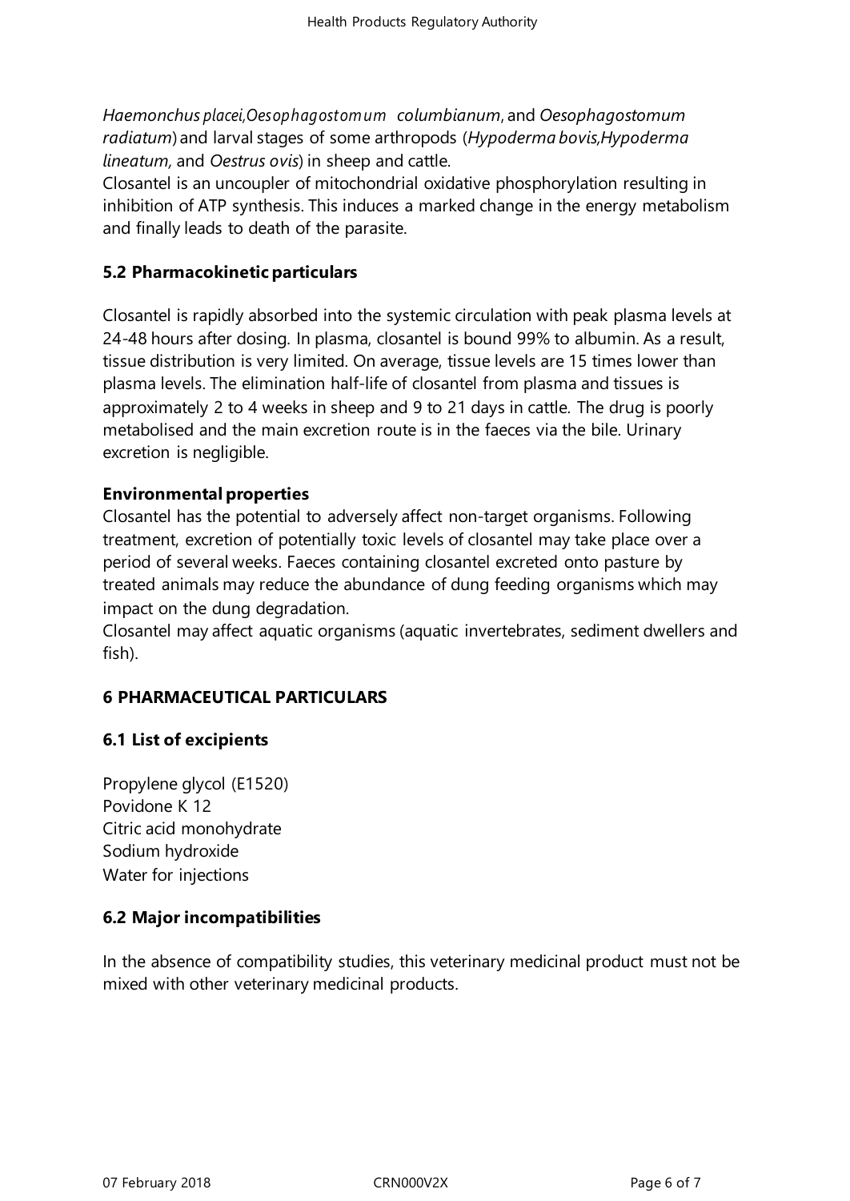*Haemonchus placei,Oesophagostomum columbianum*, and *Oesophagostomum radiatum*) and larval stages of some arthropods (*Hypoderma bovis,Hypoderma lineatum,* and *Oestrus ovis*) in sheep and cattle.
Closantel is an uncoupler of mitochondrial oxidative phosphorylation resulting in inhibition of ATP synthesis. This induces a marked change in the energy metabolism and finally leads to death of the parasite.

## 5.2 Pharmacokinetic particulars

Closantel is rapidly absorbed into the systemic circulation with peak plasma levels at 24-48 hours after dosing. In plasma, closantel is bound 99% to albumin. As a result, tissue distribution is very limited. On average, tissue levels are 15 times lower than plasma levels. The elimination half-life of closantel from plasma and tissues is approximately 2 to 4 weeks in sheep and 9 to 21 days in cattle. The drug is poorly metabolised and the main excretion route is in the faeces via the bile. Urinary excretion is negligible.

**Environmental properties**
Closantel has the potential to adversely affect non-target organisms. Following treatment, excretion of potentially toxic levels of closantel may take place over a period of several weeks. Faeces containing closantel excreted onto pasture by treated animals may reduce the abundance of dung feeding organisms which may impact on the dung degradation.
Closantel may affect aquatic organisms (aquatic invertebrates, sediment dwellers and fish).

# 6 PHARMACEUTICAL PARTICULARS

## 6.1 List of excipients

Propylene glycol (E1520)
Povidone K 12
Citric acid monohydrate
Sodium hydroxide
Water for injections

## 6.2 Major incompatibilities

In the absence of compatibility studies, this veterinary medicinal product must not be mixed with other veterinary medicinal products.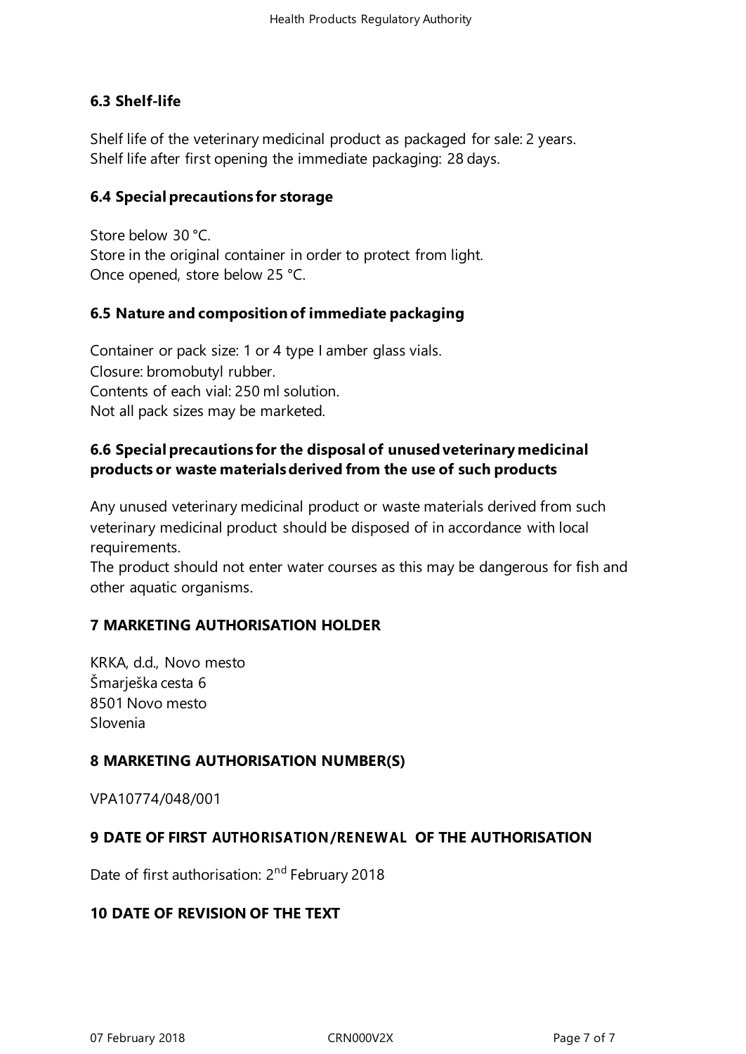### 6.3 Shelf-life

Shelf life of the veterinary medicinal product as packaged for sale: 2 years.
Shelf life after first opening the immediate packaging: 28 days.

### 6.4 Special precautions for storage

Store below 30 °C.
Store in the original container in order to protect from light.
Once opened, store below 25 °C.

### 6.5 Nature and composition of immediate packaging

Container or pack size: 1 or 4 type I amber glass vials.
Closure: bromobutyl rubber.
Contents of each vial: 250 ml solution.
Not all pack sizes may be marketed.

### 6.6 Special precautions for the disposal of unused veterinary medicinal products or waste materials derived from the use of such products

Any unused veterinary medicinal product or waste materials derived from such veterinary medicinal product should be disposed of in accordance with local requirements.
The product should not enter water courses as this may be dangerous for fish and other aquatic organisms.

## 7 MARKETING AUTHORISATION HOLDER

KRKA, d.d., Novo mesto
Šmarješka cesta 6
8501 Novo mesto
Slovenia

## 8 MARKETING AUTHORISATION NUMBER(S)

VPA10774/048/001

## 9 DATE OF FIRST AUTHORISATION/RENEWAL OF THE AUTHORISATION

Date of first authorisation: 2nd February 2018

## 10 DATE OF REVISION OF THE TEXT